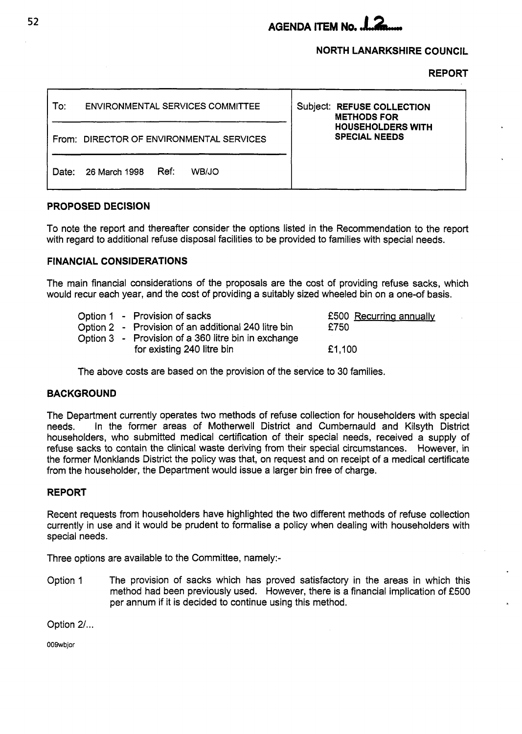**AGENDA ITEM No. 12**

**NORTH LANARKSHIRE COUNCIL**

**REPORT**

| To: ENVIRONMENTAL SERVICES COMMITTEE | Subject: **REFUSE COLLECTION METHODS FOR HOUSEHOLDERS WITH SPECIAL NEEDS** |
|---|---|
| From: DIRECTOR OF ENVIRONMENTAL SERVICES | |
| Date: 26 March 1998 Ref: WB/JO | |

## PROPOSED DECISION

To note the report and thereafter consider the options listed in the Recommendation to the report with regard to additional refuse disposal facilities to be provided to families with special needs.

## FINANCIAL CONSIDERATIONS

The main financial considerations of the proposals are the cost of providing refuse sacks, which would recur each year, and the cost of providing a suitably sized wheeled bin on a one-of basis.

| | | |
|---|---|---|
| Option 1 | - Provision of sacks | £500 Recurring annually |
| Option 2 | - Provision of an additional 240 litre bin | £750 |
| Option 3 | - Provision of a 360 litre bin in exchange for existing 240 litre bin | £1,100 |

The above costs are based on the provision of the service to 30 families.

## BACKGROUND

The Department currently operates two methods of refuse collection for householders with special needs. In the former areas of Motherwell District and Cumbernauld and Kilsyth District householders, who submitted medical certification of their special needs, received a supply of refuse sacks to contain the clinical waste deriving from their special circumstances. However, in the former Monklands District the policy was that, on request and on receipt of a medical certificate from the householder, the Department would issue a larger bin free of charge.

## REPORT

Recent requests from householders have highlighted the two different methods of refuse collection currently in use and it would be prudent to formalise a policy when dealing with householders with special needs.

Three options are available to the Committee, namely:-

Option 1 The provision of sacks which has proved satisfactory in the areas in which this method had been previously used. However, there is a financial implication of £500 per annum if it is decided to continue using this method.

Option 2/...

009wbjor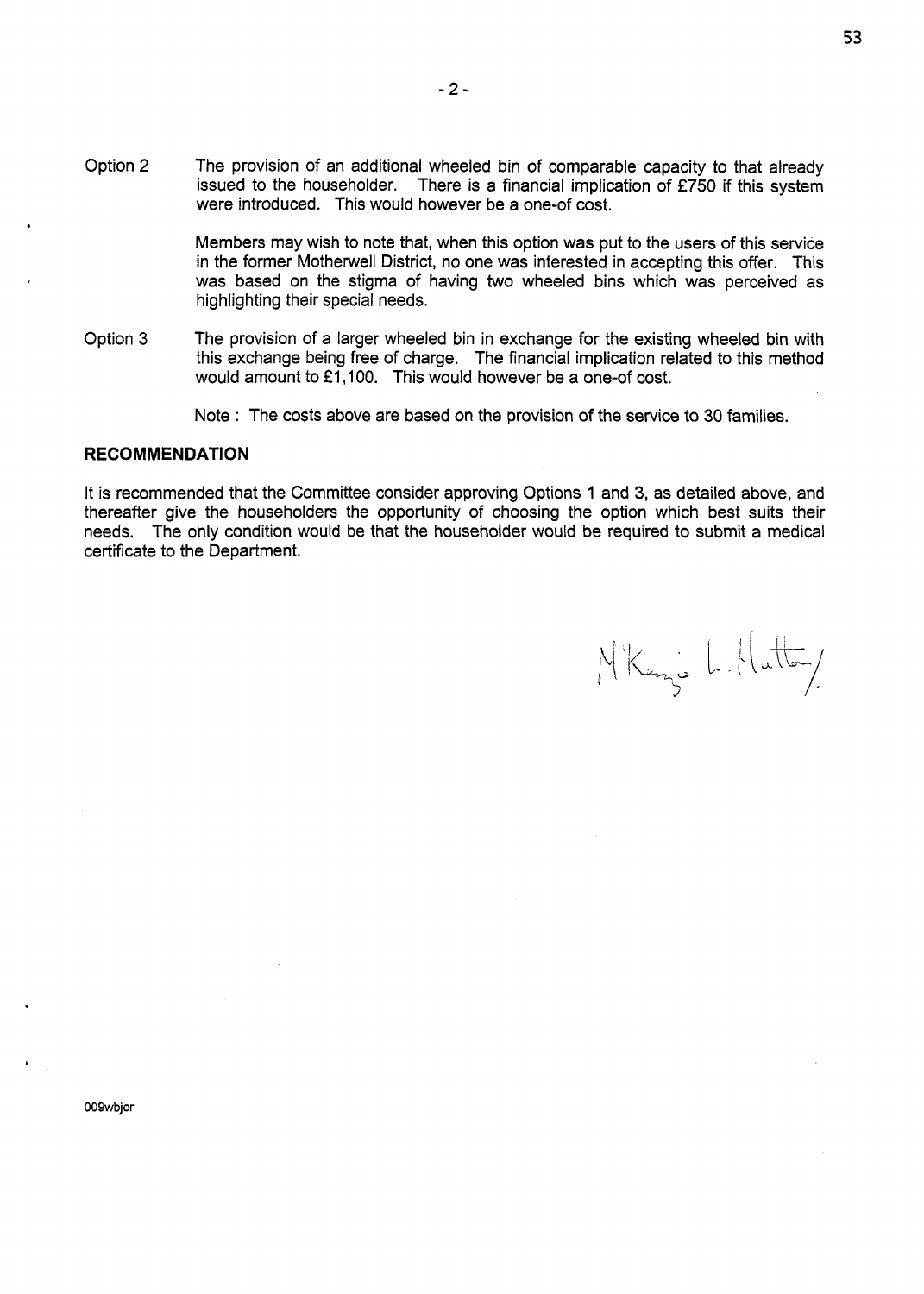Option 2 The provision of an additional wheeled bin of comparable capacity to that already issued to the householder. There is a financial implication of £750 if this system were introduced. This would however be a one-of cost.

Members may wish to note that, when this option was put to the users of this service in the former Motherwell District, no one was interested in accepting this offer. This was based on the stigma of having two wheeled bins which was perceived as highlighting their special needs.

Option 3 The provision of a larger wheeled bin in exchange for the existing wheeled bin with this exchange being free of charge. The financial implication related to this method would amount to £1,100. This would however be a one-of cost.

Note : The costs above are based on the provision of the service to 30 families.

## RECOMMENDATION

It is recommended that the Committee consider approving Options 1 and 3, as detailed above, and thereafter give the householders the opportunity of choosing the option which best suits their needs. The only condition would be that the householder would be required to submit a medical certificate to the Department.

M'Kenzie L. Hattery

009wbjor